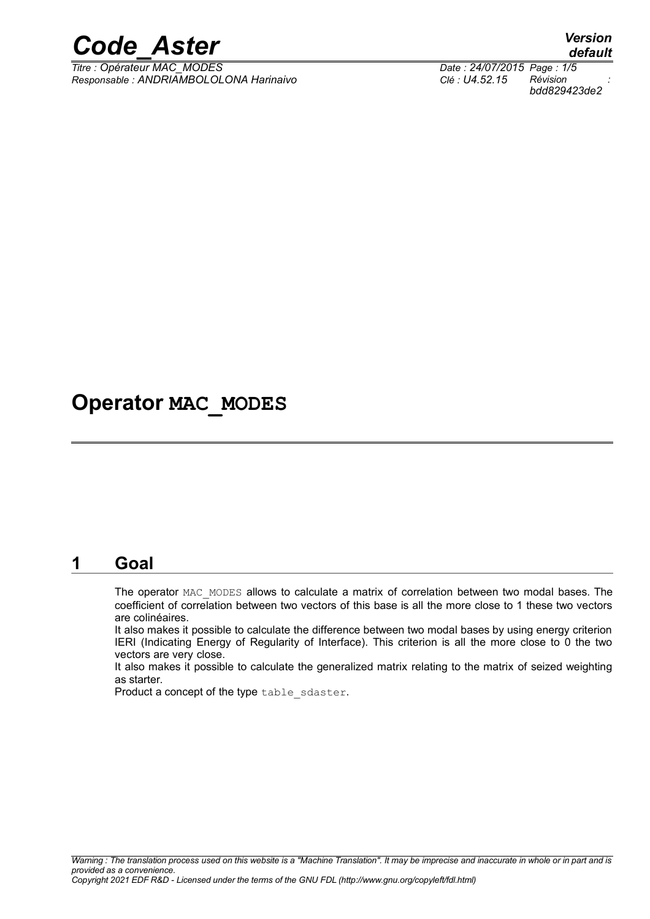# Operator MAC_MODES

## 1 Goal

The operator MAC_MODES allows to calculate a matrix of correlation between two modal bases. The coefficient of correlation between two vectors of this base is all the more close to 1 these two vectors are colinéaires.

It also makes it possible to calculate the difference between two modal bases by using energy criterion IERI (Indicating Energy of Regularity of Interface). This criterion is all the more close to 0 the two vectors are very close.

It also makes it possible to calculate the generalized matrix relating to the matrix of seized weighting as starter.

Product a concept of the type table_sdaster.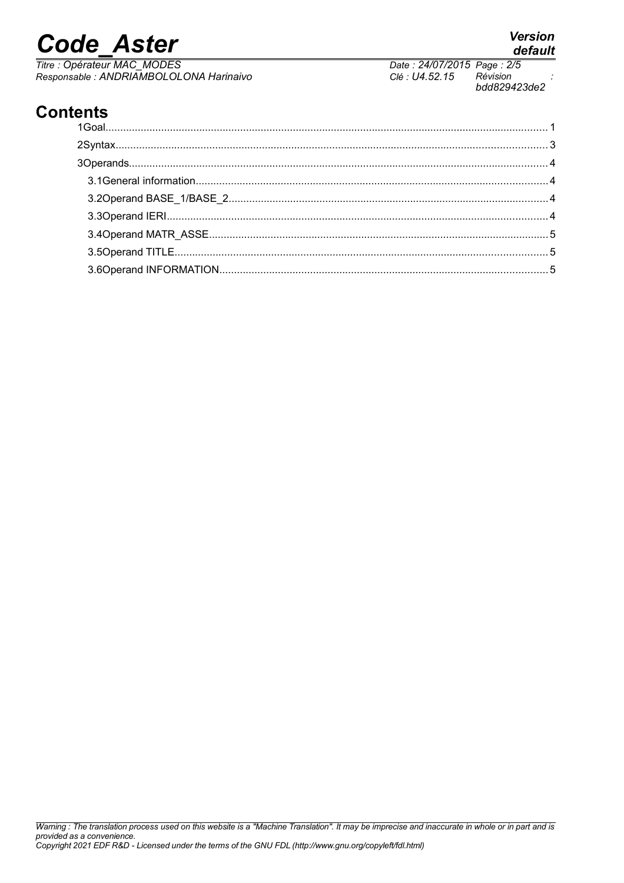## Contents

1Goal........................................................................................................................................ 1

2Syntax..................................................................................................................................... 3

3Operands................................................................................................................................ 4

3.1General information........................................................................................................ 4

3.2Operand BASE_1/BASE_2............................................................................................. 4

3.3Operand IERI.................................................................................................................. 4

3.4Operand MATR_ASSE................................................................................................... 5

3.5Operand TITLE............................................................................................................... 5

3.6Operand INFORMATION................................................................................................ 5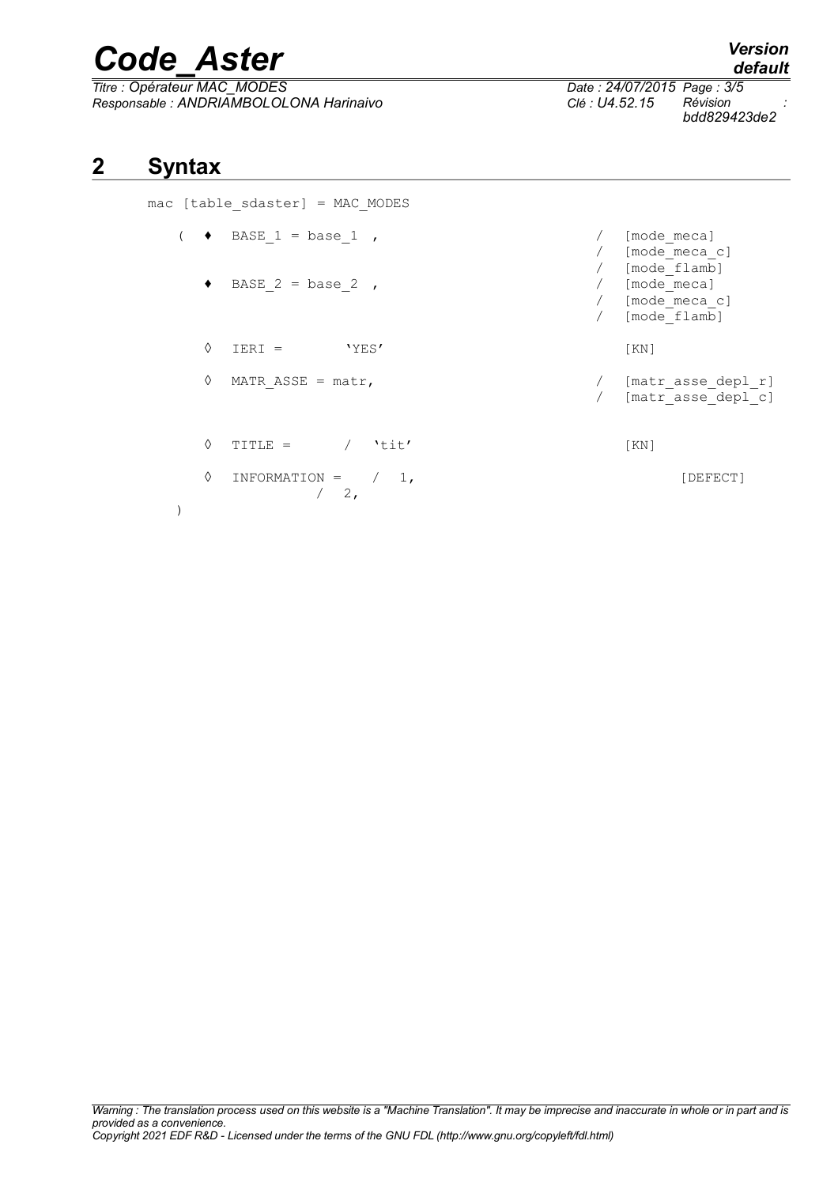## 2 Syntax

```
mac [table_sdaster] = MAC_MODES

    (  ♦  BASE_1 = base_1  ,                          /  [mode_meca]
                                                      /  [mode_meca_c]
                                                      /  [mode_flamb]
       ♦  BASE_2 = base_2  ,                          /  [mode_meca]
                                                      /  [mode_meca_c]
                                                      /  [mode_flamb]

       ◊  IERI =        'YES'                            [KN]

       ◊  MATR_ASSE = matr,                           /  [matr_asse_depl_r]
                                                      /  [matr_asse_depl_c]


       ◊  TITLE =       /  'tit'                         [KN]

       ◊  INFORMATION =    /  1,                              [DEFECT]
                        /  2,
    )
```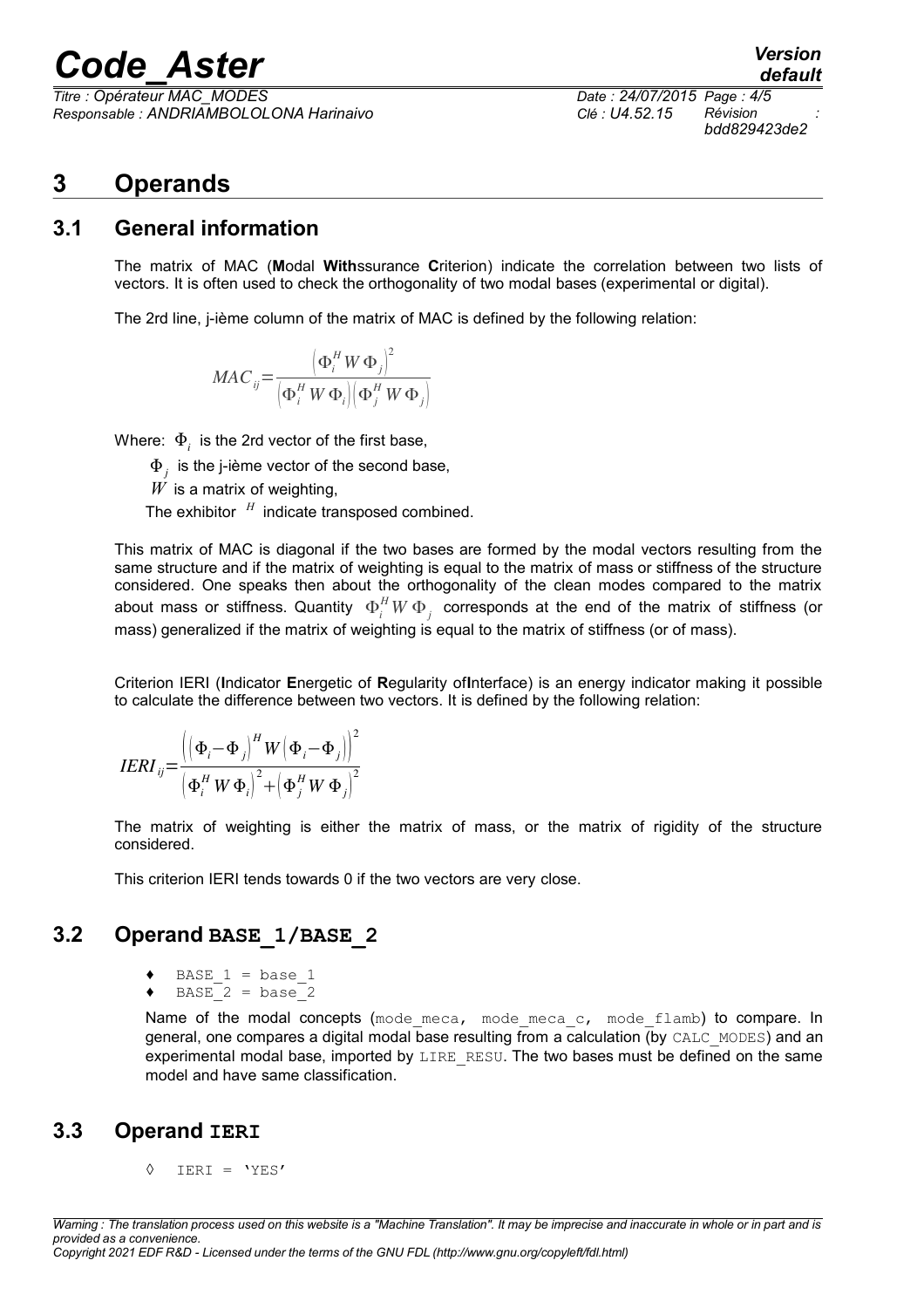# 3 Operands

## 3.1 General information

The matrix of MAC (**M**odal **With**ssurance **C**riterion) indicate the correlation between two lists of vectors. It is often used to check the orthogonality of two modal bases (experimental or digital).

The 2rd line, j-ième column of the matrix of MAC is defined by the following relation:

$$MAC_{ij} = \frac{\left(\Phi_i^H W \Phi_j\right)^2}{\left(\Phi_i^H W \Phi_i\right)\left(\Phi_j^H W \Phi_j\right)}$$

Where: $\Phi_i$ is the 2rd vector of the first base,

$\Phi_j$ is the j-ième vector of the second base,

$W$ is a matrix of weighting,

The exhibitor $^H$ indicate transposed combined.

This matrix of MAC is diagonal if the two bases are formed by the modal vectors resulting from the same structure and if the matrix of weighting is equal to the matrix of mass or stiffness of the structure considered. One speaks then about the orthogonality of the clean modes compared to the matrix about mass or stiffness. Quantity $\Phi_i^H W \Phi_j$ corresponds at the end of the matrix of stiffness (or mass) generalized if the matrix of weighting is equal to the matrix of stiffness (or of mass).

Criterion IERI (**I**ndicator **E**nergetic of **R**egularity of**I**nterface) is an energy indicator making it possible to calculate the difference between two vectors. It is defined by the following relation:

$$IERI_{ij} = \frac{\left(\left(\Phi_i - \Phi_j\right)^H W \left(\Phi_i - \Phi_j\right)\right)^2}{\left(\Phi_i^H W \Phi_i\right)^2 + \left(\Phi_j^H W \Phi_j\right)^2}$$

The matrix of weighting is either the matrix of mass, or the matrix of rigidity of the structure considered.

This criterion IERI tends towards 0 if the two vectors are very close.

## 3.2 Operand BASE_1/BASE_2

- ♦ BASE_1 = base_1
- ♦ BASE_2 = base_2

Name of the modal concepts (mode_meca, mode_meca_c, mode_flamb) to compare. In general, one compares a digital modal base resulting from a calculation (by CALC_MODES) and an experimental modal base, imported by LIRE_RESU. The two bases must be defined on the same model and have same classification.

## 3.3 Operand IERI

◊ IERI = 'YES'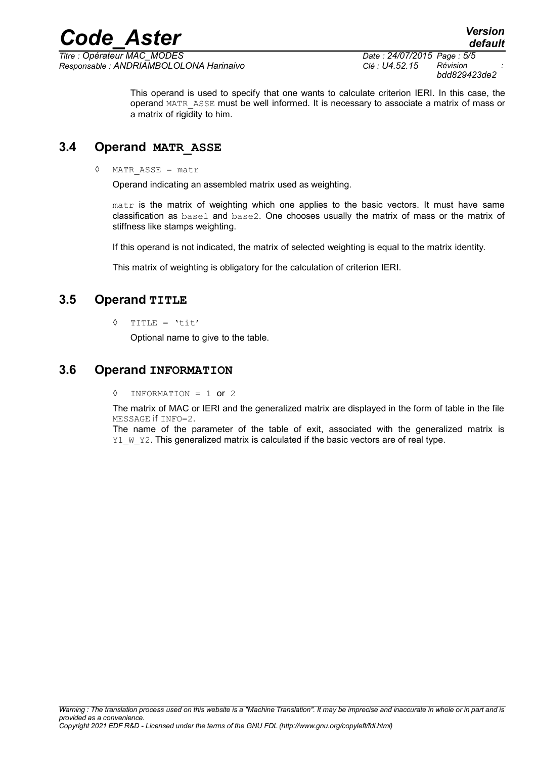This operand is used to specify that one wants to calculate criterion IERI. In this case, the operand MATR_ASSE must be well informed. It is necessary to associate a matrix of mass or a matrix of rigidity to him.

## 3.4 Operand MATR_ASSE

◊ MATR_ASSE = matr

Operand indicating an assembled matrix used as weighting.

matr is the matrix of weighting which one applies to the basic vectors. It must have same classification as base1 and base2. One chooses usually the matrix of mass or the matrix of stiffness like stamps weighting.

If this operand is not indicated, the matrix of selected weighting is equal to the matrix identity.

This matrix of weighting is obligatory for the calculation of criterion IERI.

## 3.5 Operand TITLE

◊ TITLE = 'tit'

Optional name to give to the table.

## 3.6 Operand INFORMATION

◊ INFORMATION = 1 or 2

The matrix of MAC or IERI and the generalized matrix are displayed in the form of table in the file MESSAGE if INFO=2.
The name of the parameter of the table of exit, associated with the generalized matrix is Y1_W_Y2. This generalized matrix is calculated if the basic vectors are of real type.